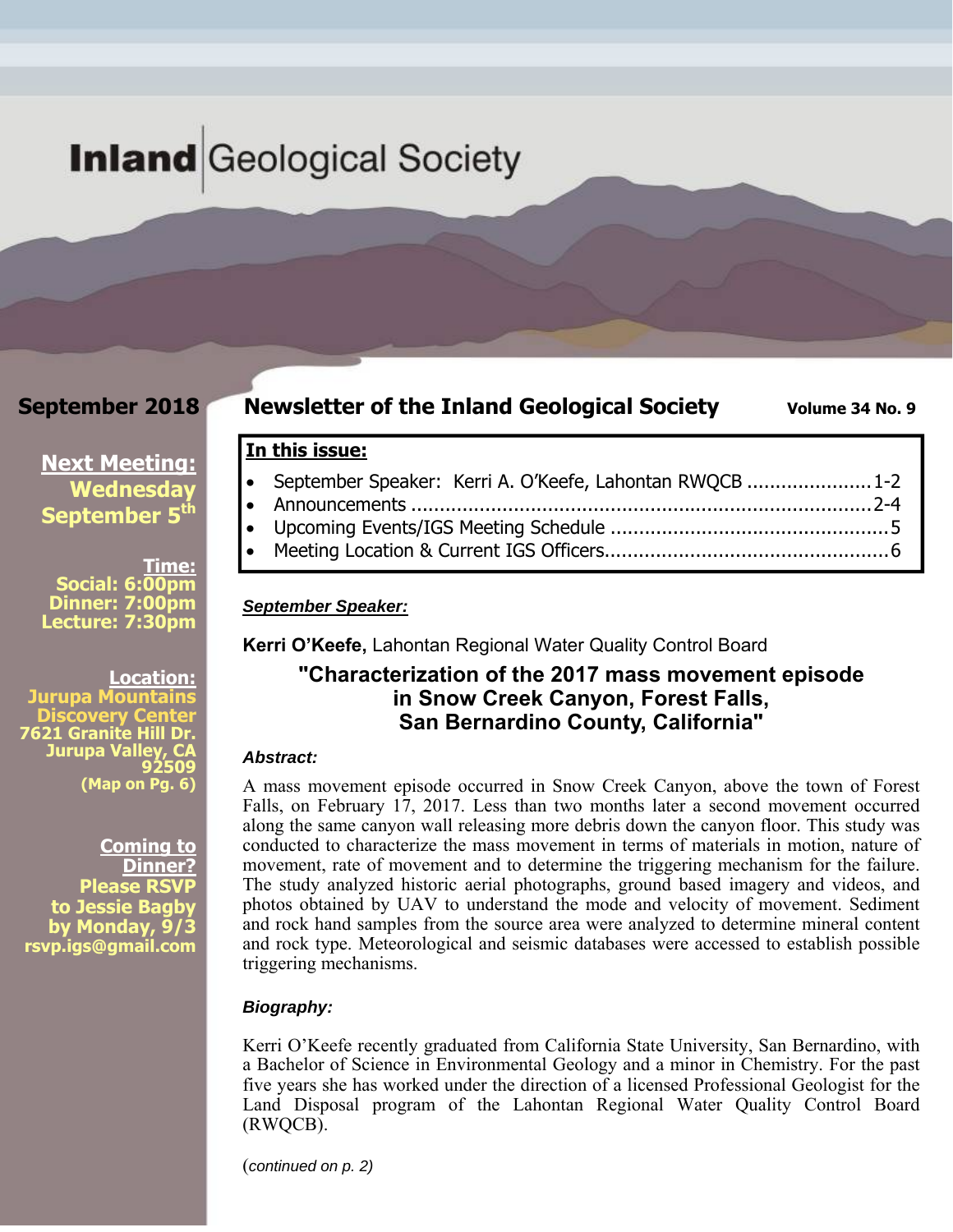# Inland Geological Society

**September 2018**

## Newsletter of the Inland Geological Society

**Volume 34 No. 9**

**Next Meeting:**
**Wednesday September 5th**

**Time:**
**Social: 6:00pm**
**Dinner: 7:00pm**
**Lecture: 7:30pm**

**Location:**
**Jurupa Mountains Discovery Center**
**7621 Granite Hill Dr.**
**Jurupa Valley, CA 92509**
**(Map on Pg. 6)**

**Coming to Dinner?**
**Please RSVP to Jessie Bagby by Monday, 9/3**
**rsvp.igs@gmail.com**

**In this issue:**

- September Speaker: Kerri A. O'Keefe, Lahontan RWQCB ...................... 1-2
- Announcements ................................................................................ 2-4
- Upcoming Events/IGS Meeting Schedule ................................................. 5
- Meeting Location & Current IGS Officers.................................................. 6

***September Speaker:***

**Kerri O'Keefe,** Lahontan Regional Water Quality Control Board

### "Characterization of the 2017 mass movement episode in Snow Creek Canyon, Forest Falls, San Bernardino County, California"

***Abstract:***

A mass movement episode occurred in Snow Creek Canyon, above the town of Forest Falls, on February 17, 2017. Less than two months later a second movement occurred along the same canyon wall releasing more debris down the canyon floor. This study was conducted to characterize the mass movement in terms of materials in motion, nature of movement, rate of movement and to determine the triggering mechanism for the failure. The study analyzed historic aerial photographs, ground based imagery and videos, and photos obtained by UAV to understand the mode and velocity of movement. Sediment and rock hand samples from the source area were analyzed to determine mineral content and rock type. Meteorological and seismic databases were accessed to establish possible triggering mechanisms.

***Biography:***

Kerri O'Keefe recently graduated from California State University, San Bernardino, with a Bachelor of Science in Environmental Geology and a minor in Chemistry. For the past five years she has worked under the direction of a licensed Professional Geologist for the Land Disposal program of the Lahontan Regional Water Quality Control Board (RWQCB).

(*continued on p. 2*)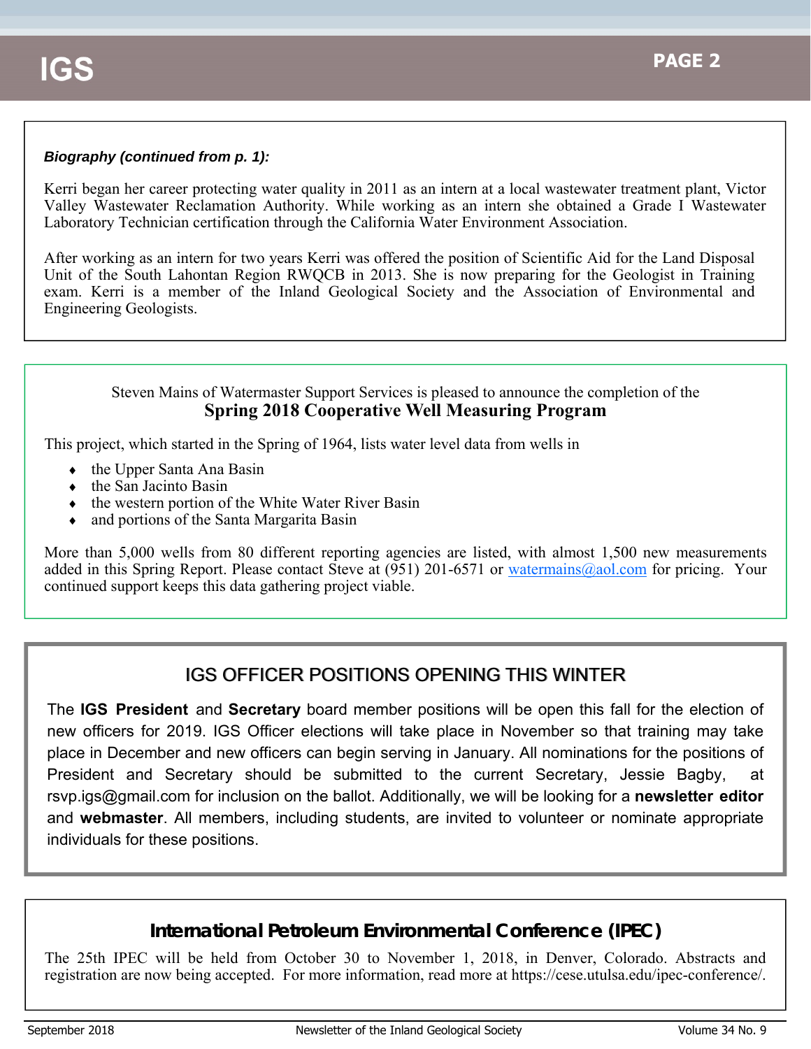***Biography (continued from p. 1):***

Kerri began her career protecting water quality in 2011 as an intern at a local wastewater treatment plant, Victor Valley Wastewater Reclamation Authority. While working as an intern she obtained a Grade I Wastewater Laboratory Technician certification through the California Water Environment Association.

After working as an intern for two years Kerri was offered the position of Scientific Aid for the Land Disposal Unit of the South Lahontan Region RWQCB in 2013. She is now preparing for the Geologist in Training exam. Kerri is a member of the Inland Geological Society and the Association of Environmental and Engineering Geologists.

Steven Mains of Watermaster Support Services is pleased to announce the completion of the

## Spring 2018 Cooperative Well Measuring Program

This project, which started in the Spring of 1964, lists water level data from wells in

- the Upper Santa Ana Basin
- the San Jacinto Basin
- the western portion of the White Water River Basin
- and portions of the Santa Margarita Basin

More than 5,000 wells from 80 different reporting agencies are listed, with almost 1,500 new measurements added in this Spring Report. Please contact Steve at (951) 201-6571 or watermains@aol.com for pricing. Your continued support keeps this data gathering project viable.

## IGS OFFICER POSITIONS OPENING THIS WINTER

The **IGS President** and **Secretary** board member positions will be open this fall for the election of new officers for 2019. IGS Officer elections will take place in November so that training may take place in December and new officers can begin serving in January. All nominations for the positions of President and Secretary should be submitted to the current Secretary, Jessie Bagby, at rsvp.igs@gmail.com for inclusion on the ballot. Additionally, we will be looking for a **newsletter editor** and **webmaster**. All members, including students, are invited to volunteer or nominate appropriate individuals for these positions.

## International Petroleum Environmental Conference (IPEC)

The 25th IPEC will be held from October 30 to November 1, 2018, in Denver, Colorado. Abstracts and registration are now being accepted. For more information, read more at https://cese.utulsa.edu/ipec-conference/.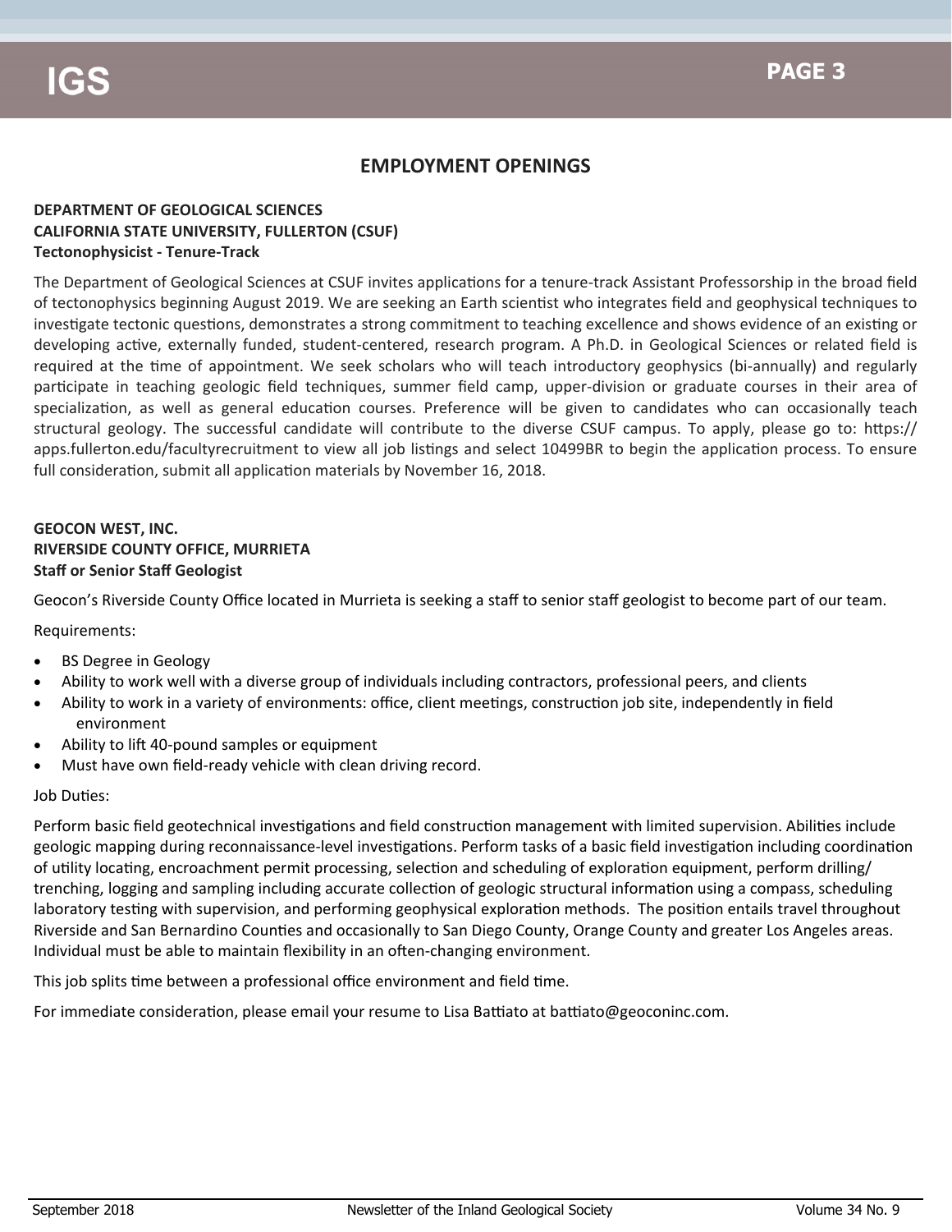## EMPLOYMENT OPENINGS

**DEPARTMENT OF GEOLOGICAL SCIENCES**
**CALIFORNIA STATE UNIVERSITY, FULLERTON (CSUF)**
**Tectonophysicist - Tenure-Track**

The Department of Geological Sciences at CSUF invites applications for a tenure-track Assistant Professorship in the broad field of tectonophysics beginning August 2019. We are seeking an Earth scientist who integrates field and geophysical techniques to investigate tectonic questions, demonstrates a strong commitment to teaching excellence and shows evidence of an existing or developing active, externally funded, student-centered, research program. A Ph.D. in Geological Sciences or related field is required at the time of appointment. We seek scholars who will teach introductory geophysics (bi-annually) and regularly participate in teaching geologic field techniques, summer field camp, upper-division or graduate courses in their area of specialization, as well as general education courses. Preference will be given to candidates who can occasionally teach structural geology. The successful candidate will contribute to the diverse CSUF campus. To apply, please go to: https://apps.fullerton.edu/facultyrecruitment to view all job listings and select 10499BR to begin the application process. To ensure full consideration, submit all application materials by November 16, 2018.

**GEOCON WEST, INC.**
**RIVERSIDE COUNTY OFFICE, MURRIETA**
**Staff or Senior Staff Geologist**

Geocon's Riverside County Office located in Murrieta is seeking a staff to senior staff geologist to become part of our team.

Requirements:

- BS Degree in Geology
- Ability to work well with a diverse group of individuals including contractors, professional peers, and clients
- Ability to work in a variety of environments: office, client meetings, construction job site, independently in field environment
- Ability to lift 40-pound samples or equipment
- Must have own field-ready vehicle with clean driving record.

Job Duties:

Perform basic field geotechnical investigations and field construction management with limited supervision. Abilities include geologic mapping during reconnaissance-level investigations. Perform tasks of a basic field investigation including coordination of utility locating, encroachment permit processing, selection and scheduling of exploration equipment, perform drilling/trenching, logging and sampling including accurate collection of geologic structural information using a compass, scheduling laboratory testing with supervision, and performing geophysical exploration methods. The position entails travel throughout Riverside and San Bernardino Counties and occasionally to San Diego County, Orange County and greater Los Angeles areas. Individual must be able to maintain flexibility in an often-changing environment.

This job splits time between a professional office environment and field time.

For immediate consideration, please email your resume to Lisa Battiato at battiato@geoconinc.com.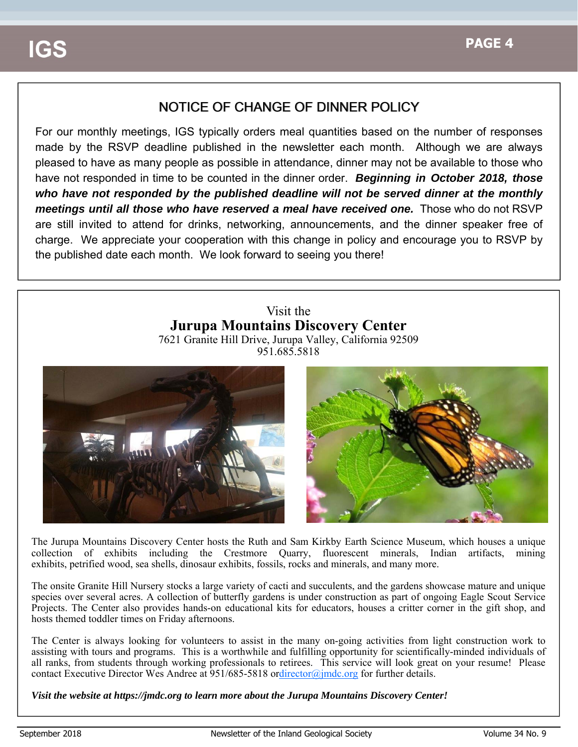## NOTICE OF CHANGE OF DINNER POLICY

For our monthly meetings, IGS typically orders meal quantities based on the number of responses made by the RSVP deadline published in the newsletter each month. Although we are always pleased to have as many people as possible in attendance, dinner may not be available to those who have not responded in time to be counted in the dinner order. ***Beginning in October 2018, those who have not responded by the published deadline will not be served dinner at the monthly meetings until all those who have reserved a meal have received one.*** Those who do not RSVP are still invited to attend for drinks, networking, announcements, and the dinner speaker free of charge. We appreciate your cooperation with this change in policy and encourage you to RSVP by the published date each month. We look forward to seeing you there!

Visit the

**Jurupa Mountains Discovery Center**

7621 Granite Hill Drive, Jurupa Valley, California 92509
951.685.5818

The Jurupa Mountains Discovery Center hosts the Ruth and Sam Kirkby Earth Science Museum, which houses a unique collection of exhibits including the Crestmore Quarry, fluorescent minerals, Indian artifacts, mining exhibits, petrified wood, sea shells, dinosaur exhibits, fossils, rocks and minerals, and many more.

The onsite Granite Hill Nursery stocks a large variety of cacti and succulents, and the gardens showcase mature and unique species over several acres. A collection of butterfly gardens is under construction as part of ongoing Eagle Scout Service Projects. The Center also provides hands-on educational kits for educators, houses a critter corner in the gift shop, and hosts themed toddler times on Friday afternoons.

The Center is always looking for volunteers to assist in the many on-going activities from light construction work to assisting with tours and programs. This is a worthwhile and fulfilling opportunity for scientifically-minded individuals of all ranks, from students through working professionals to retirees. This service will look great on your resume! Please contact Executive Director Wes Andree at 951/685-5818 ordirector@jmdc.org for further details.

***Visit the website at https://jmdc.org to learn more about the Jurupa Mountains Discovery Center!***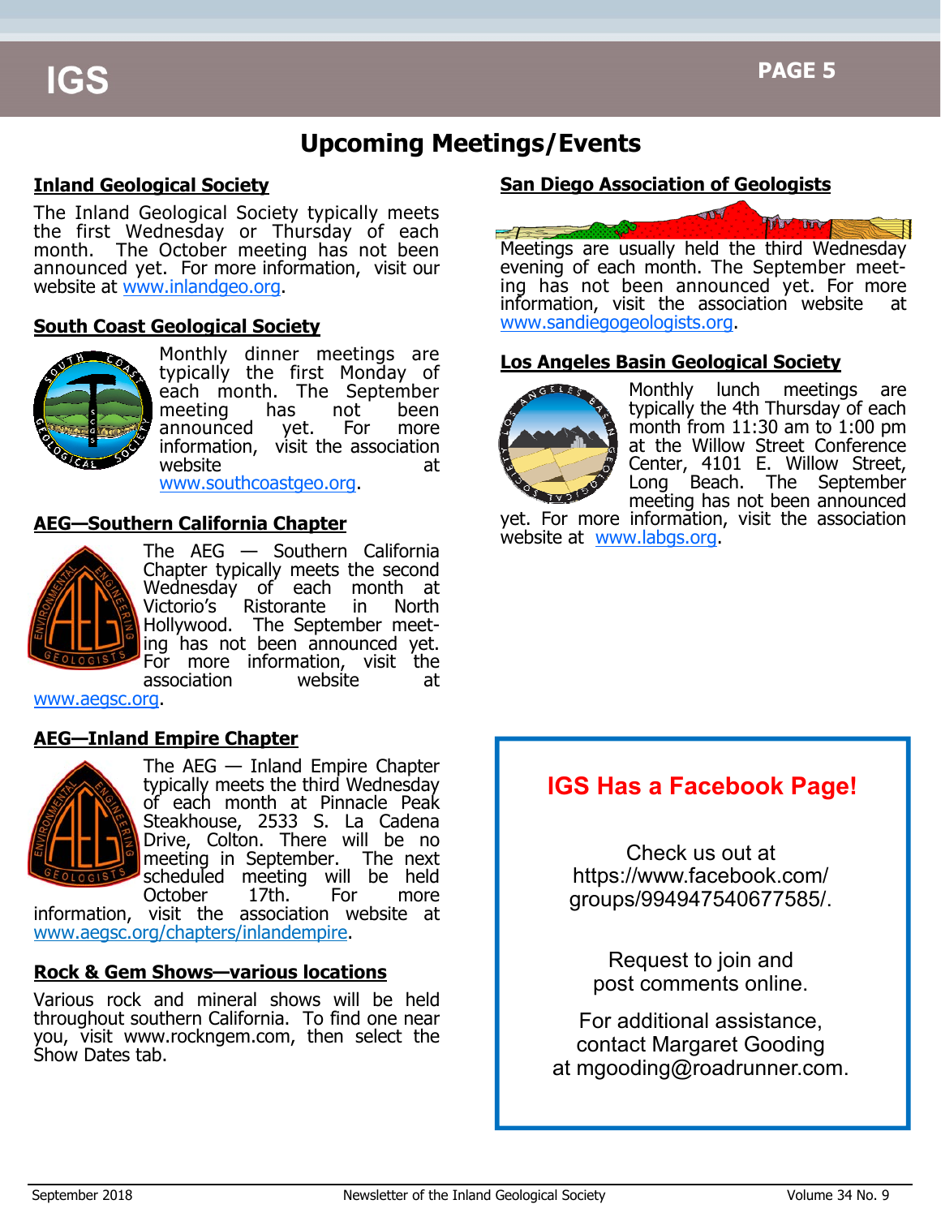# Upcoming Meetings/Events

## Inland Geological Society

The Inland Geological Society typically meets the first Wednesday or Thursday of each month. The October meeting has not been announced yet. For more information, visit our website at www.inlandgeo.org.

## South Coast Geological Society

Monthly dinner meetings are typically the first Monday of each month. The September meeting has not been announced yet. For more information, visit the association website at www.southcoastgeo.org.

## AEG—Southern California Chapter

The AEG — Southern California Chapter typically meets the second Wednesday of each month at Victorio's Ristorante in North Hollywood. The September meeting has not been announced yet. For more information, visit the association website at www.aegsc.org.

## AEG—Inland Empire Chapter

The AEG — Inland Empire Chapter typically meets the third Wednesday of each month at Pinnacle Peak Steakhouse, 2533 S. La Cadena Drive, Colton. There will be no meeting in September. The next scheduled meeting will be held October 17th. For more information, visit the association website at www.aegsc.org/chapters/inlandempire.

## Rock & Gem Shows—various locations

Various rock and mineral shows will be held throughout southern California. To find one near you, visit www.rockngem.com, then select the Show Dates tab.

## San Diego Association of Geologists

Meetings are usually held the third Wednesday evening of each month. The September meeting has not been announced yet. For more information, visit the association website at www.sandiegogeologists.org.

## Los Angeles Basin Geological Society

Monthly lunch meetings are typically the 4th Thursday of each month from 11:30 am to 1:00 pm at the Willow Street Conference Center, 4101 E. Willow Street, Long Beach. The September meeting has not been announced yet. For more information, visit the association website at www.labgs.org.

## IGS Has a Facebook Page!

Check us out at https://www.facebook.com/groups/994947540677585/.

Request to join and post comments online.

For additional assistance, contact Margaret Gooding at mgooding@roadrunner.com.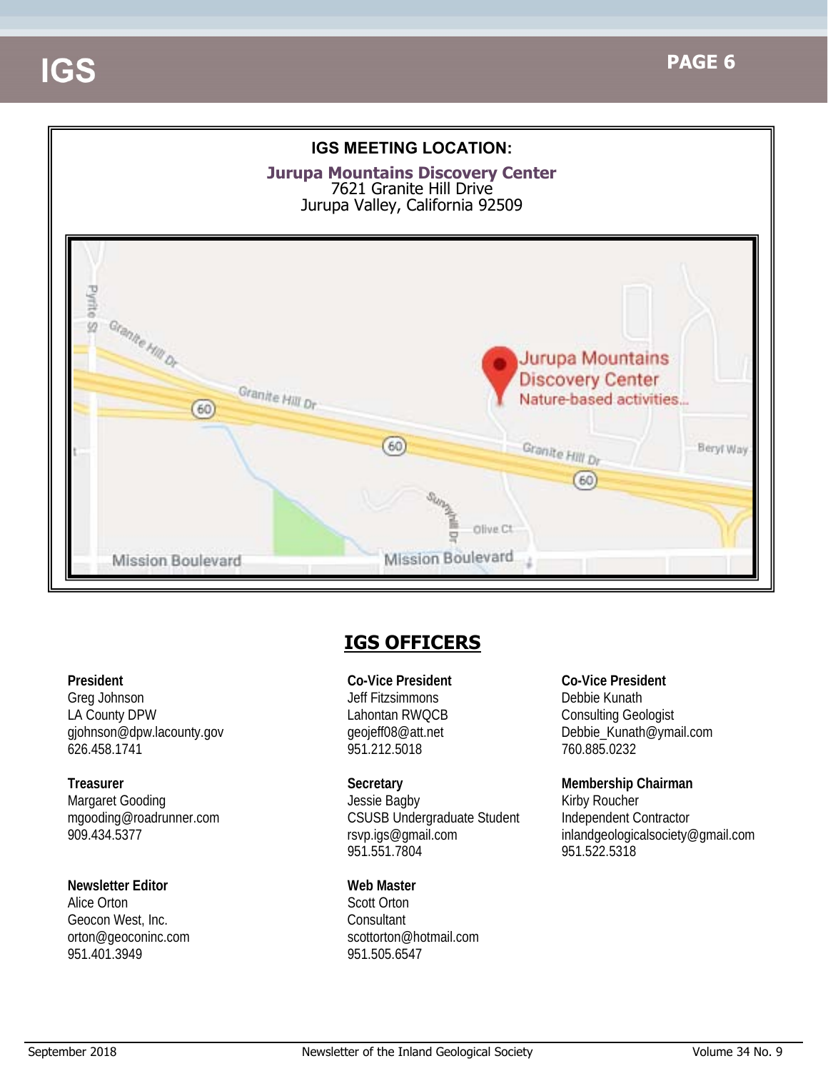**IGS MEETING LOCATION:**

**Jurupa Mountains Discovery Center**
7621 Granite Hill Drive
Jurupa Valley, California 92509

Pyrite St
Granite Hill Dr
Granite Hill Dr
60
60
Jurupa Mountains Discovery Center
Nature-based activities...
Granite Hill Dr
60
Beryl Way
Sunnyhill Dr
Olive Ct
Mission Boulevard
Mission Boulevard

## IGS OFFICERS

**President**
Greg Johnson
LA County DPW
gjohnson@dpw.lacounty.gov
626.458.1741

**Co-Vice President**
Jeff Fitzsimmons
Lahontan RWQCB
geojeff08@att.net
951.212.5018

**Co-Vice President**
Debbie Kunath
Consulting Geologist
Debbie_Kunath@ymail.com
760.885.0232

**Treasurer**
Margaret Gooding
mgooding@roadrunner.com
909.434.5377

**Secretary**
Jessie Bagby
CSUSB Undergraduate Student
rsvp.igs@gmail.com
951.551.7804

**Membership Chairman**
Kirby Roucher
Independent Contractor
inlandgeologicalsociety@gmail.com
951.522.5318

**Newsletter Editor**
Alice Orton
Geocon West, Inc.
orton@geoconinc.com
951.401.3949

**Web Master**
Scott Orton
Consultant
scottorton@hotmail.com
951.505.6547